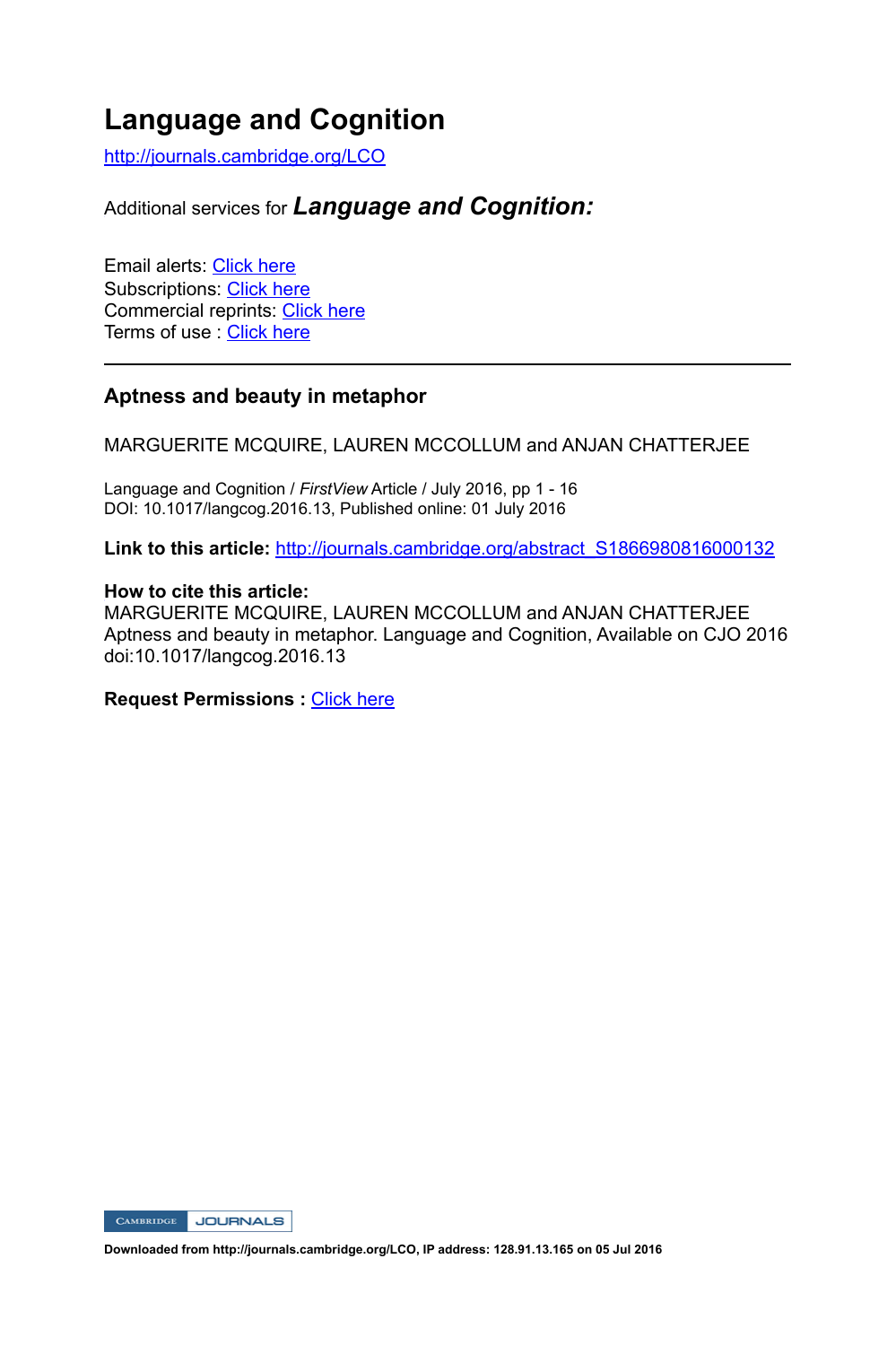# Language and Cognition

http://journals.cambridge.org/LCO

Additional services for ***Language and Cognition:***

Email alerts: Click here
Subscriptions: Click here
Commercial reprints: Click here
Terms of use : Click here

---

## Aptness and beauty in metaphor

MARGUERITE MCQUIRE, LAUREN MCCOLLUM and ANJAN CHATTERJEE

Language and Cognition / *FirstView* Article / July 2016, pp 1 - 16
DOI: 10.1017/langcog.2016.13, Published online: 01 July 2016

**Link to this article:** http://journals.cambridge.org/abstract_S1866980816000132

**How to cite this article:**
MARGUERITE MCQUIRE, LAUREN MCCOLLUM and ANJAN CHATTERJEE
Aptness and beauty in metaphor. Language and Cognition, Available on CJO 2016
doi:10.1017/langcog.2016.13

**Request Permissions :** Click here

**Downloaded from http://journals.cambridge.org/LCO, IP address: 128.91.13.165 on 05 Jul 2016**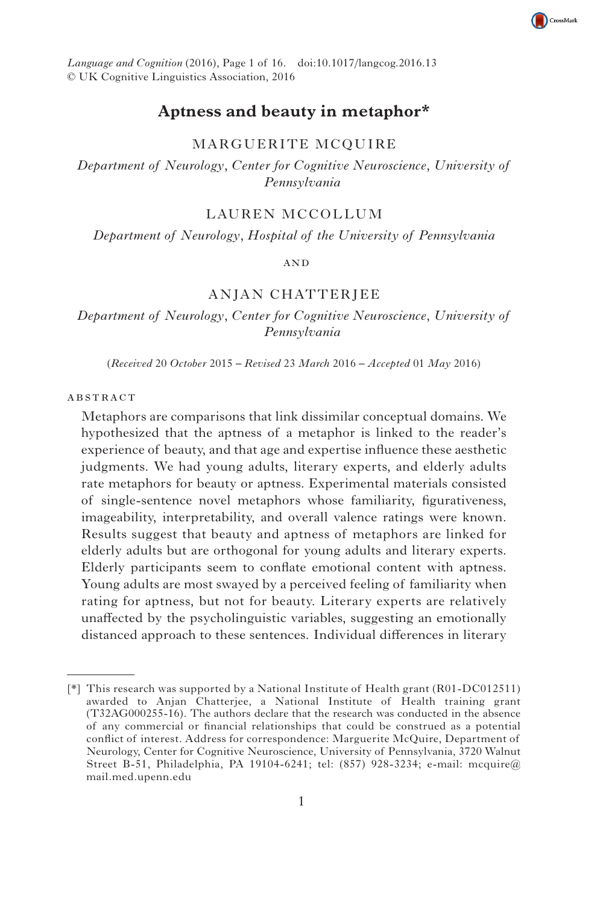# Aptness and beauty in metaphor*

MARGUERITE MCQUIRE

*Department of Neurology, Center for Cognitive Neuroscience, University of Pennsylvania*

LAUREN MCCOLLUM

*Department of Neurology, Hospital of the University of Pennsylvania*

AND

ANJAN CHATTERJEE

*Department of Neurology, Center for Cognitive Neuroscience, University of Pennsylvania*

(*Received* 20 *October* 2015 – *Revised* 23 *March* 2016 – *Accepted* 01 *May* 2016)

## ABSTRACT

Metaphors are comparisons that link dissimilar conceptual domains. We hypothesized that the aptness of a metaphor is linked to the reader's experience of beauty, and that age and expertise influence these aesthetic judgments. We had young adults, literary experts, and elderly adults rate metaphors for beauty or aptness. Experimental materials consisted of single-sentence novel metaphors whose familiarity, figurativeness, imageability, interpretability, and overall valence ratings were known. Results suggest that beauty and aptness of metaphors are linked for elderly adults but are orthogonal for young adults and literary experts. Elderly participants seem to conflate emotional content with aptness. Young adults are most swayed by a perceived feeling of familiarity when rating for aptness, but not for beauty. Literary experts are relatively unaffected by the psycholinguistic variables, suggesting an emotionally distanced approach to these sentences. Individual differences in literary

---

[*] This research was supported by a National Institute of Health grant (R01-DC012511) awarded to Anjan Chatterjee, a National Institute of Health training grant (T32AG000255-16). The authors declare that the research was conducted in the absence of any commercial or financial relationships that could be construed as a potential conflict of interest. Address for correspondence: Marguerite McQuire, Department of Neurology, Center for Cognitive Neuroscience, University of Pennsylvania, 3720 Walnut Street B-51, Philadelphia, PA 19104-6241; tel: (857) 928-3234; e-mail: mcquire@mail.med.upenn.edu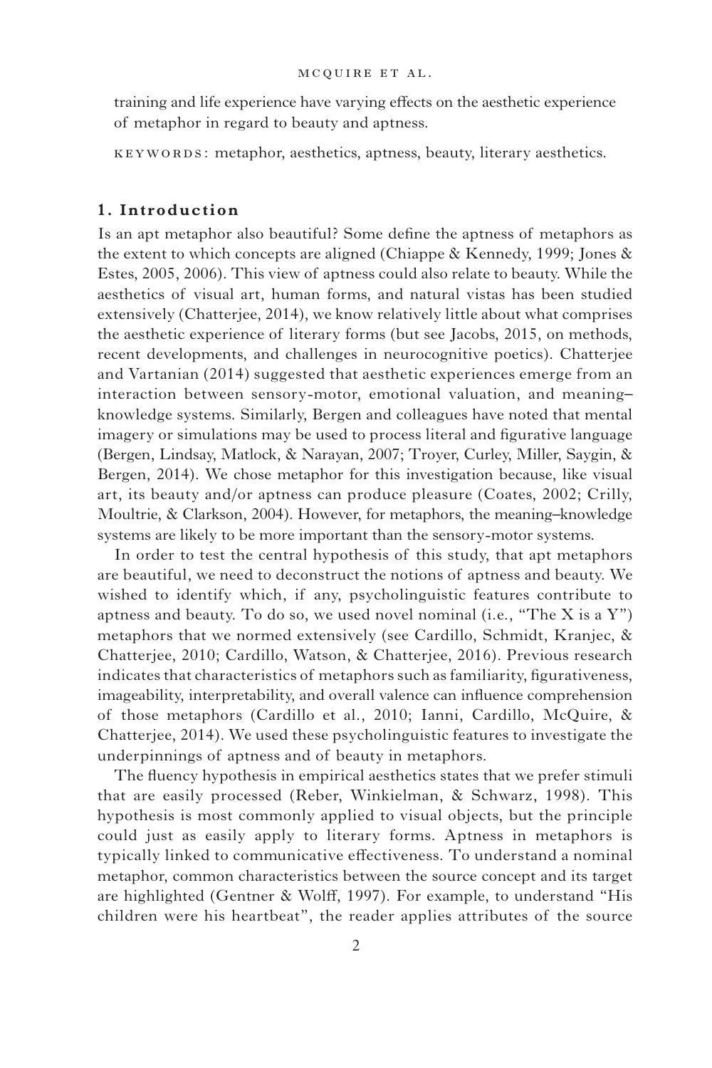training and life experience have varying effects on the aesthetic experience of metaphor in regard to beauty and aptness.

KEYWORDS: metaphor, aesthetics, aptness, beauty, literary aesthetics.

## 1. Introduction

Is an apt metaphor also beautiful? Some define the aptness of metaphors as the extent to which concepts are aligned (Chiappe & Kennedy, 1999; Jones & Estes, 2005, 2006). This view of aptness could also relate to beauty. While the aesthetics of visual art, human forms, and natural vistas has been studied extensively (Chatterjee, 2014), we know relatively little about what comprises the aesthetic experience of literary forms (but see Jacobs, 2015, on methods, recent developments, and challenges in neurocognitive poetics). Chatterjee and Vartanian (2014) suggested that aesthetic experiences emerge from an interaction between sensory-motor, emotional valuation, and meaning–knowledge systems. Similarly, Bergen and colleagues have noted that mental imagery or simulations may be used to process literal and figurative language (Bergen, Lindsay, Matlock, & Narayan, 2007; Troyer, Curley, Miller, Saygin, & Bergen, 2014). We chose metaphor for this investigation because, like visual art, its beauty and/or aptness can produce pleasure (Coates, 2002; Crilly, Moultrie, & Clarkson, 2004). However, for metaphors, the meaning–knowledge systems are likely to be more important than the sensory-motor systems.

In order to test the central hypothesis of this study, that apt metaphors are beautiful, we need to deconstruct the notions of aptness and beauty. We wished to identify which, if any, psycholinguistic features contribute to aptness and beauty. To do so, we used novel nominal (i.e., "The X is a Y") metaphors that we normed extensively (see Cardillo, Schmidt, Kranjec, & Chatterjee, 2010; Cardillo, Watson, & Chatterjee, 2016). Previous research indicates that characteristics of metaphors such as familiarity, figurativeness, imageability, interpretability, and overall valence can influence comprehension of those metaphors (Cardillo et al., 2010; Ianni, Cardillo, McQuire, & Chatterjee, 2014). We used these psycholinguistic features to investigate the underpinnings of aptness and of beauty in metaphors.

The fluency hypothesis in empirical aesthetics states that we prefer stimuli that are easily processed (Reber, Winkielman, & Schwarz, 1998). This hypothesis is most commonly applied to visual objects, but the principle could just as easily apply to literary forms. Aptness in metaphors is typically linked to communicative effectiveness. To understand a nominal metaphor, common characteristics between the source concept and its target are highlighted (Gentner & Wolff, 1997). For example, to understand "His children were his heartbeat", the reader applies attributes of the source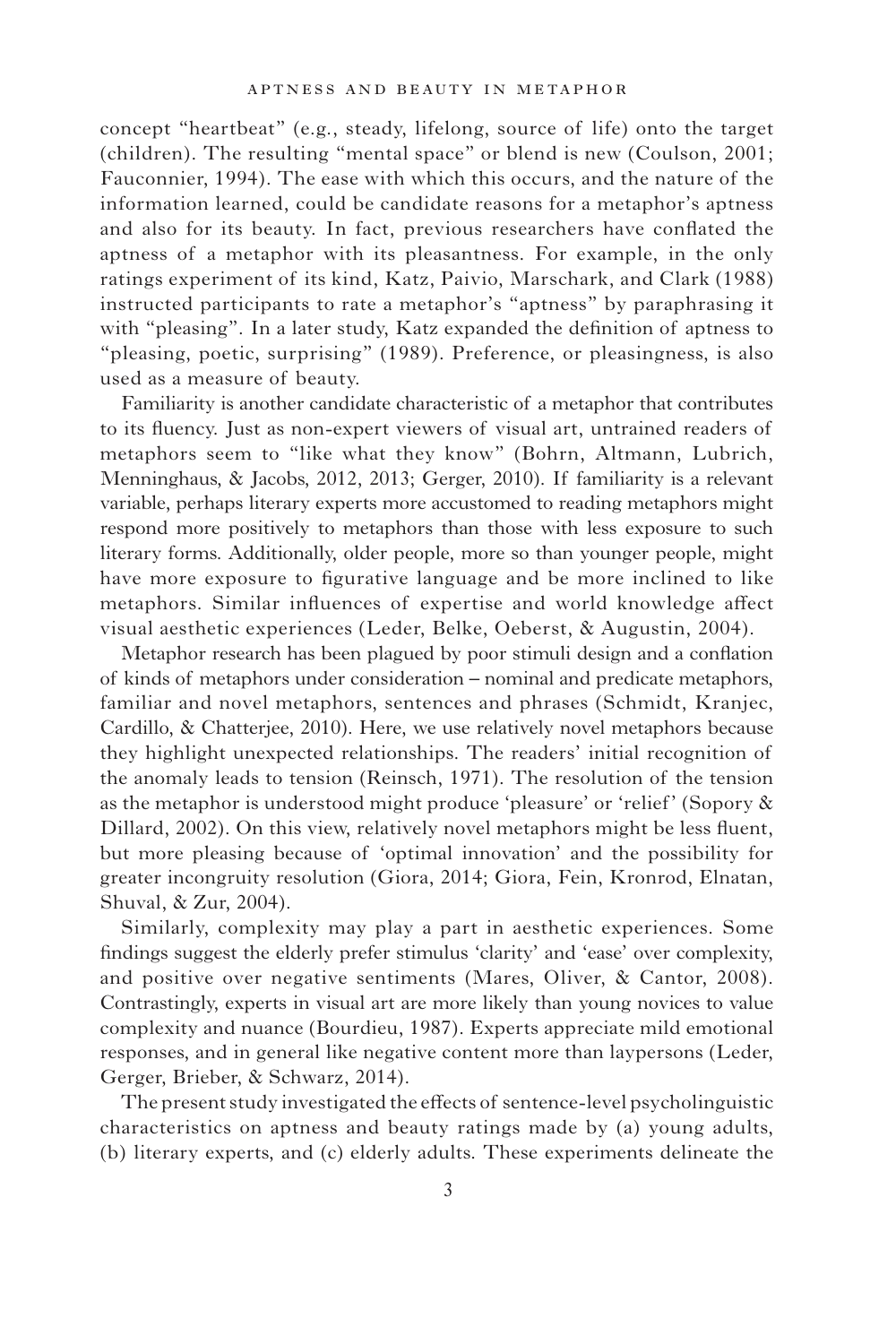concept "heartbeat" (e.g., steady, lifelong, source of life) onto the target (children). The resulting "mental space" or blend is new (Coulson, 2001; Fauconnier, 1994). The ease with which this occurs, and the nature of the information learned, could be candidate reasons for a metaphor's aptness and also for its beauty. In fact, previous researchers have conflated the aptness of a metaphor with its pleasantness. For example, in the only ratings experiment of its kind, Katz, Paivio, Marschark, and Clark (1988) instructed participants to rate a metaphor's "aptness" by paraphrasing it with "pleasing". In a later study, Katz expanded the definition of aptness to "pleasing, poetic, surprising" (1989). Preference, or pleasingness, is also used as a measure of beauty.

Familiarity is another candidate characteristic of a metaphor that contributes to its fluency. Just as non-expert viewers of visual art, untrained readers of metaphors seem to "like what they know" (Bohrn, Altmann, Lubrich, Menninghaus, & Jacobs, 2012, 2013; Gerger, 2010). If familiarity is a relevant variable, perhaps literary experts more accustomed to reading metaphors might respond more positively to metaphors than those with less exposure to such literary forms. Additionally, older people, more so than younger people, might have more exposure to figurative language and be more inclined to like metaphors. Similar influences of expertise and world knowledge affect visual aesthetic experiences (Leder, Belke, Oeberst, & Augustin, 2004).

Metaphor research has been plagued by poor stimuli design and a conflation of kinds of metaphors under consideration – nominal and predicate metaphors, familiar and novel metaphors, sentences and phrases (Schmidt, Kranjec, Cardillo, & Chatterjee, 2010). Here, we use relatively novel metaphors because they highlight unexpected relationships. The readers' initial recognition of the anomaly leads to tension (Reinsch, 1971). The resolution of the tension as the metaphor is understood might produce 'pleasure' or 'relief' (Sopory & Dillard, 2002). On this view, relatively novel metaphors might be less fluent, but more pleasing because of 'optimal innovation' and the possibility for greater incongruity resolution (Giora, 2014; Giora, Fein, Kronrod, Elnatan, Shuval, & Zur, 2004).

Similarly, complexity may play a part in aesthetic experiences. Some findings suggest the elderly prefer stimulus 'clarity' and 'ease' over complexity, and positive over negative sentiments (Mares, Oliver, & Cantor, 2008). Contrastingly, experts in visual art are more likely than young novices to value complexity and nuance (Bourdieu, 1987). Experts appreciate mild emotional responses, and in general like negative content more than laypersons (Leder, Gerger, Brieber, & Schwarz, 2014).

The present study investigated the effects of sentence-level psycholinguistic characteristics on aptness and beauty ratings made by (a) young adults, (b) literary experts, and (c) elderly adults. These experiments delineate the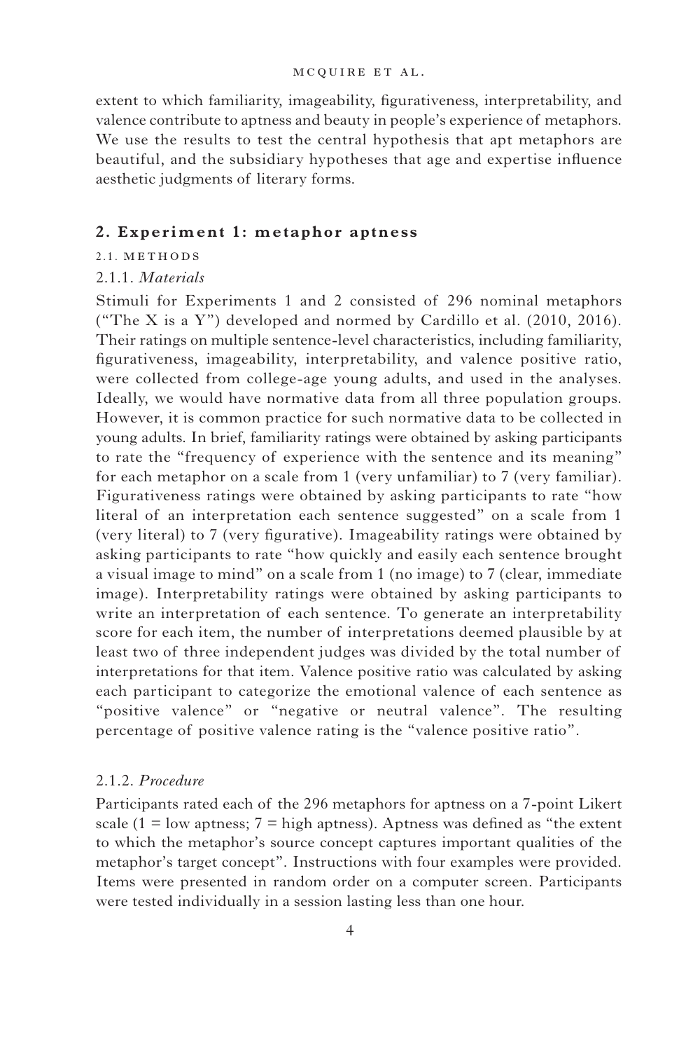extent to which familiarity, imageability, figurativeness, interpretability, and valence contribute to aptness and beauty in people's experience of metaphors. We use the results to test the central hypothesis that apt metaphors are beautiful, and the subsidiary hypotheses that age and expertise influence aesthetic judgments of literary forms.

## 2. Experiment 1: metaphor aptness

### 2.1. Methods

#### 2.1.1. *Materials*

Stimuli for Experiments 1 and 2 consisted of 296 nominal metaphors ("The X is a Y") developed and normed by Cardillo et al. (2010, 2016). Their ratings on multiple sentence-level characteristics, including familiarity, figurativeness, imageability, interpretability, and valence positive ratio, were collected from college-age young adults, and used in the analyses. Ideally, we would have normative data from all three population groups. However, it is common practice for such normative data to be collected in young adults. In brief, familiarity ratings were obtained by asking participants to rate the "frequency of experience with the sentence and its meaning" for each metaphor on a scale from 1 (very unfamiliar) to 7 (very familiar). Figurativeness ratings were obtained by asking participants to rate "how literal of an interpretation each sentence suggested" on a scale from 1 (very literal) to 7 (very figurative). Imageability ratings were obtained by asking participants to rate "how quickly and easily each sentence brought a visual image to mind" on a scale from 1 (no image) to 7 (clear, immediate image). Interpretability ratings were obtained by asking participants to write an interpretation of each sentence. To generate an interpretability score for each item, the number of interpretations deemed plausible by at least two of three independent judges was divided by the total number of interpretations for that item. Valence positive ratio was calculated by asking each participant to categorize the emotional valence of each sentence as "positive valence" or "negative or neutral valence". The resulting percentage of positive valence rating is the "valence positive ratio".

#### 2.1.2. *Procedure*

Participants rated each of the 296 metaphors for aptness on a 7-point Likert scale (1 = low aptness; 7 = high aptness). Aptness was defined as "the extent to which the metaphor's source concept captures important qualities of the metaphor's target concept". Instructions with four examples were provided. Items were presented in random order on a computer screen. Participants were tested individually in a session lasting less than one hour.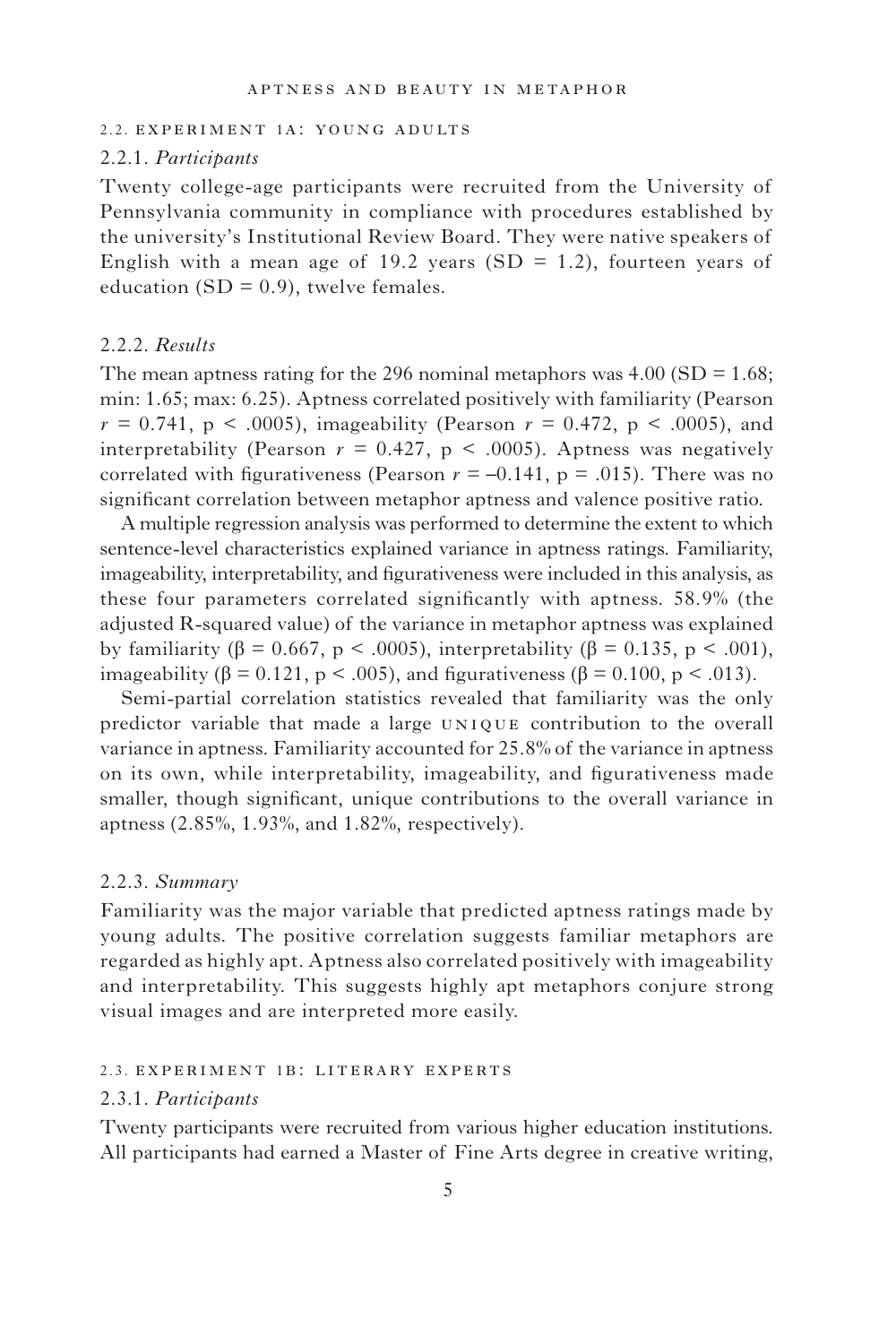### 2.2. Experiment 1a: Young adults

#### 2.2.1. *Participants*

Twenty college-age participants were recruited from the University of Pennsylvania community in compliance with procedures established by the university's Institutional Review Board. They were native speakers of English with a mean age of 19.2 years (SD = 1.2), fourteen years of education (SD = 0.9), twelve females.

#### 2.2.2. *Results*

The mean aptness rating for the 296 nominal metaphors was 4.00 (SD = 1.68; min: 1.65; max: 6.25). Aptness correlated positively with familiarity (Pearson $r = 0.741$, $p < .0005$), imageability (Pearson $r = 0.472$, $p < .0005$), and interpretability (Pearson $r = 0.427$, $p < .0005$). Aptness was negatively correlated with figurativeness (Pearson $r = -0.141$, $p = .015$). There was no significant correlation between metaphor aptness and valence positive ratio.

A multiple regression analysis was performed to determine the extent to which sentence-level characteristics explained variance in aptness ratings. Familiarity, imageability, interpretability, and figurativeness were included in this analysis, as these four parameters correlated significantly with aptness. 58.9% (the adjusted R-squared value) of the variance in metaphor aptness was explained by familiarity ($\beta = 0.667$, $p < .0005$), interpretability ($\beta = 0.135$, $p < .001$), imageability ($\beta = 0.121$, $p < .005$), and figurativeness ($\beta = 0.100$, $p < .013$).

Semi-partial correlation statistics revealed that familiarity was the only predictor variable that made a large UNIQUE contribution to the overall variance in aptness. Familiarity accounted for 25.8% of the variance in aptness on its own, while interpretability, imageability, and figurativeness made smaller, though significant, unique contributions to the overall variance in aptness (2.85%, 1.93%, and 1.82%, respectively).

#### 2.2.3. *Summary*

Familiarity was the major variable that predicted aptness ratings made by young adults. The positive correlation suggests familiar metaphors are regarded as highly apt. Aptness also correlated positively with imageability and interpretability. This suggests highly apt metaphors conjure strong visual images and are interpreted more easily.

### 2.3. Experiment 1b: Literary experts

#### 2.3.1. *Participants*

Twenty participants were recruited from various higher education institutions. All participants had earned a Master of Fine Arts degree in creative writing,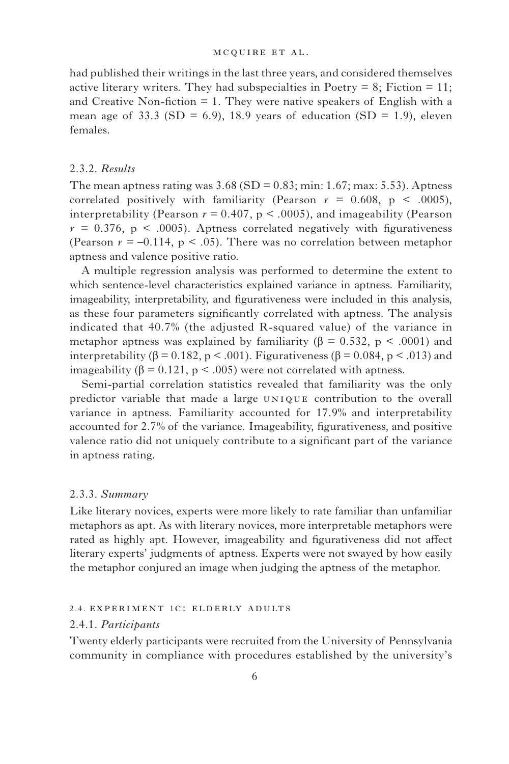had published their writings in the last three years, and considered themselves active literary writers. They had subspecialties in Poetry = 8; Fiction = 11; and Creative Non-fiction = 1. They were native speakers of English with a mean age of 33.3 (SD = 6.9), 18.9 years of education (SD = 1.9), eleven females.

#### 2.3.2. *Results*

The mean aptness rating was 3.68 (SD = 0.83; min: 1.67; max: 5.53). Aptness correlated positively with familiarity (Pearson $r = 0.608$, $p < .0005$), interpretability (Pearson $r = 0.407$, $p < .0005$), and imageability (Pearson $r = 0.376$, $p < .0005$). Aptness correlated negatively with figurativeness (Pearson $r = -0.114$, $p < .05$). There was no correlation between metaphor aptness and valence positive ratio.

A multiple regression analysis was performed to determine the extent to which sentence-level characteristics explained variance in aptness. Familiarity, imageability, interpretability, and figurativeness were included in this analysis, as these four parameters significantly correlated with aptness. The analysis indicated that 40.7% (the adjusted R-squared value) of the variance in metaphor aptness was explained by familiarity ($\beta = 0.532$, $p < .0001$) and interpretability ($\beta = 0.182$, $p < .001$). Figurativeness ($\beta = 0.084$, $p < .013$) and imageability ($\beta = 0.121$, $p < .005$) were not correlated with aptness.

Semi-partial correlation statistics revealed that familiarity was the only predictor variable that made a large UNIQUE contribution to the overall variance in aptness. Familiarity accounted for 17.9% and interpretability accounted for 2.7% of the variance. Imageability, figurativeness, and positive valence ratio did not uniquely contribute to a significant part of the variance in aptness rating.

#### 2.3.3. *Summary*

Like literary novices, experts were more likely to rate familiar than unfamiliar metaphors as apt. As with literary novices, more interpretable metaphors were rated as highly apt. However, imageability and figurativeness did not affect literary experts' judgments of aptness. Experts were not swayed by how easily the metaphor conjured an image when judging the aptness of the metaphor.

### 2.4. EXPERIMENT 1C: ELDERLY ADULTS

#### 2.4.1. *Participants*

Twenty elderly participants were recruited from the University of Pennsylvania community in compliance with procedures established by the university's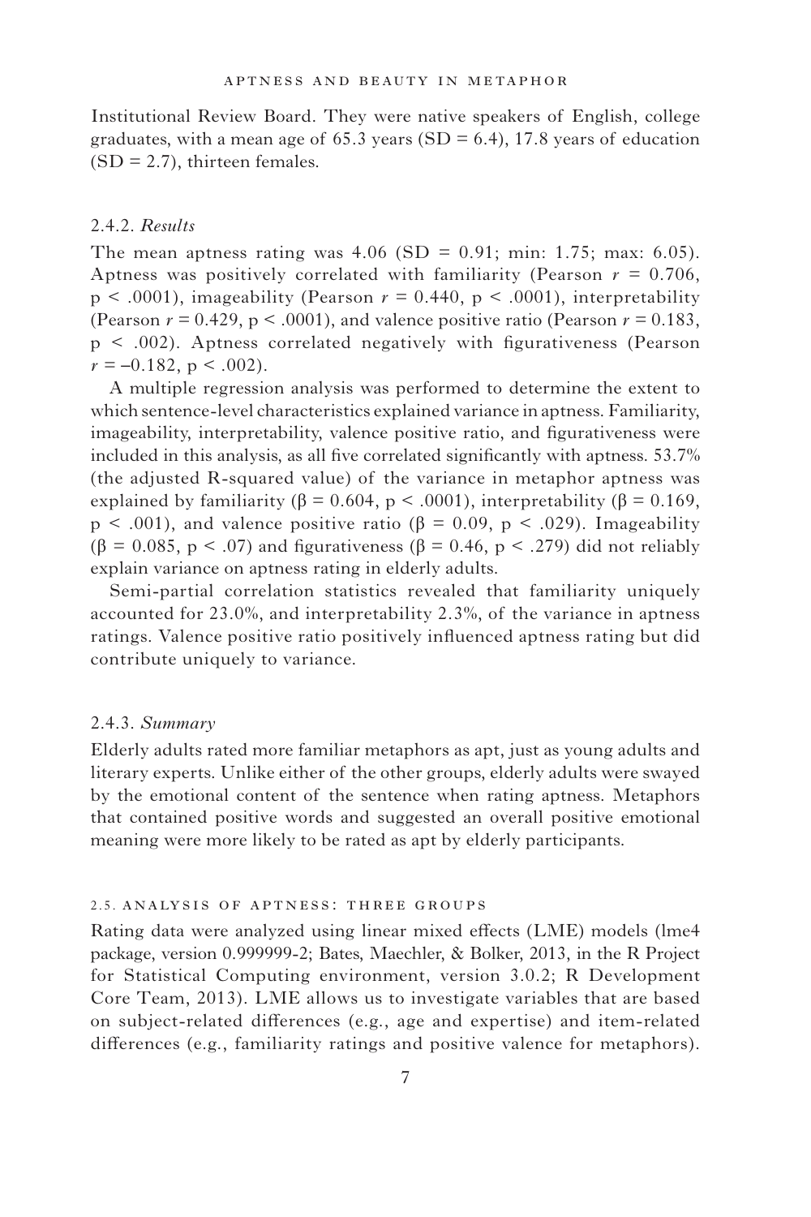Institutional Review Board. They were native speakers of English, college graduates, with a mean age of 65.3 years (SD = 6.4), 17.8 years of education (SD = 2.7), thirteen females.

### 2.4.2. *Results*

The mean aptness rating was 4.06 (SD = 0.91; min: 1.75; max: 6.05). Aptness was positively correlated with familiarity (Pearson $r = 0.706$, $p < .0001$), imageability (Pearson $r = 0.440$, $p < .0001$), interpretability (Pearson $r = 0.429$, $p < .0001$), and valence positive ratio (Pearson $r = 0.183$, $p < .002$). Aptness correlated negatively with figurativeness (Pearson $r = -0.182$, $p < .002$).

A multiple regression analysis was performed to determine the extent to which sentence-level characteristics explained variance in aptness. Familiarity, imageability, interpretability, valence positive ratio, and figurativeness were included in this analysis, as all five correlated significantly with aptness. 53.7% (the adjusted R-squared value) of the variance in metaphor aptness was explained by familiarity ($\beta = 0.604$, $p < .0001$), interpretability ($\beta = 0.169$, $p < .001$), and valence positive ratio ($\beta = 0.09$, $p < .029$). Imageability ($\beta = 0.085$, $p < .07$) and figurativeness ($\beta = 0.46$, $p < .279$) did not reliably explain variance on aptness rating in elderly adults.

Semi-partial correlation statistics revealed that familiarity uniquely accounted for 23.0%, and interpretability 2.3%, of the variance in aptness ratings. Valence positive ratio positively influenced aptness rating but did contribute uniquely to variance.

### 2.4.3. *Summary*

Elderly adults rated more familiar metaphors as apt, just as young adults and literary experts. Unlike either of the other groups, elderly adults were swayed by the emotional content of the sentence when rating aptness. Metaphors that contained positive words and suggested an overall positive emotional meaning were more likely to be rated as apt by elderly participants.

## 2.5. ANALYSIS OF APTNESS: THREE GROUPS

Rating data were analyzed using linear mixed effects (LME) models (lme4 package, version 0.999999-2; Bates, Maechler, & Bolker, 2013, in the R Project for Statistical Computing environment, version 3.0.2; R Development Core Team, 2013). LME allows us to investigate variables that are based on subject-related differences (e.g., age and expertise) and item-related differences (e.g., familiarity ratings and positive valence for metaphors).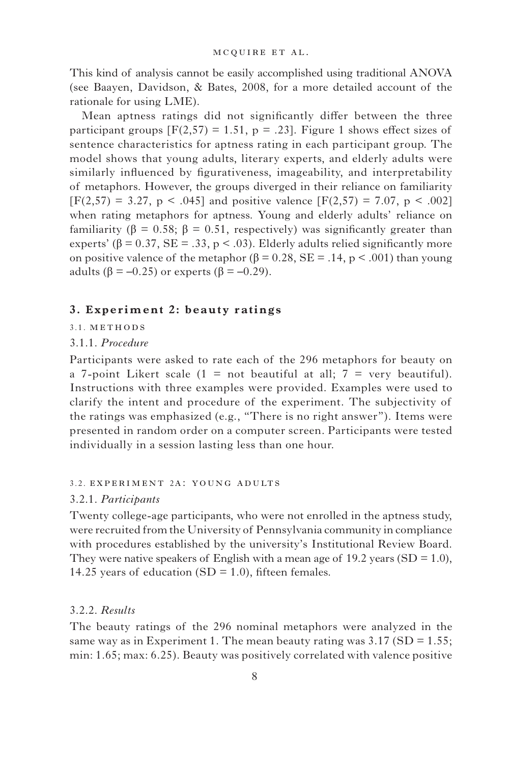This kind of analysis cannot be easily accomplished using traditional ANOVA (see Baayen, Davidson, & Bates, 2008, for a more detailed account of the rationale for using LME).

Mean aptness ratings did not significantly differ between the three participant groups [$F(2,57) = 1.51$, $p = .23$]. Figure 1 shows effect sizes of sentence characteristics for aptness rating in each participant group. The model shows that young adults, literary experts, and elderly adults were similarly influenced by figurativeness, imageability, and interpretability of metaphors. However, the groups diverged in their reliance on familiarity [$F(2,57) = 3.27$, $p < .045$] and positive valence [$F(2,57) = 7.07$, $p < .002$] when rating metaphors for aptness. Young and elderly adults' reliance on familiarity ($\beta = 0.58$; $\beta = 0.51$, respectively) was significantly greater than experts' ($\beta = 0.37$, $SE = .33$, $p < .03$). Elderly adults relied significantly more on positive valence of the metaphor ($\beta = 0.28$, $SE = .14$, $p < .001$) than young adults ($\beta = -0.25$) or experts ($\beta = -0.29$).

## 3. Experiment 2: beauty ratings

### 3.1. Methods

#### 3.1.1. *Procedure*

Participants were asked to rate each of the 296 metaphors for beauty on a 7-point Likert scale (1 = not beautiful at all; 7 = very beautiful). Instructions with three examples were provided. Examples were used to clarify the intent and procedure of the experiment. The subjectivity of the ratings was emphasized (e.g., "There is no right answer"). Items were presented in random order on a computer screen. Participants were tested individually in a session lasting less than one hour.

### 3.2. Experiment 2a: young adults

#### 3.2.1. *Participants*

Twenty college-age participants, who were not enrolled in the aptness study, were recruited from the University of Pennsylvania community in compliance with procedures established by the university's Institutional Review Board. They were native speakers of English with a mean age of 19.2 years ($SD = 1.0$), 14.25 years of education ($SD = 1.0$), fifteen females.

#### 3.2.2. *Results*

The beauty ratings of the 296 nominal metaphors were analyzed in the same way as in Experiment 1. The mean beauty rating was 3.17 ($SD = 1.55$; min: 1.65; max: 6.25). Beauty was positively correlated with valence positive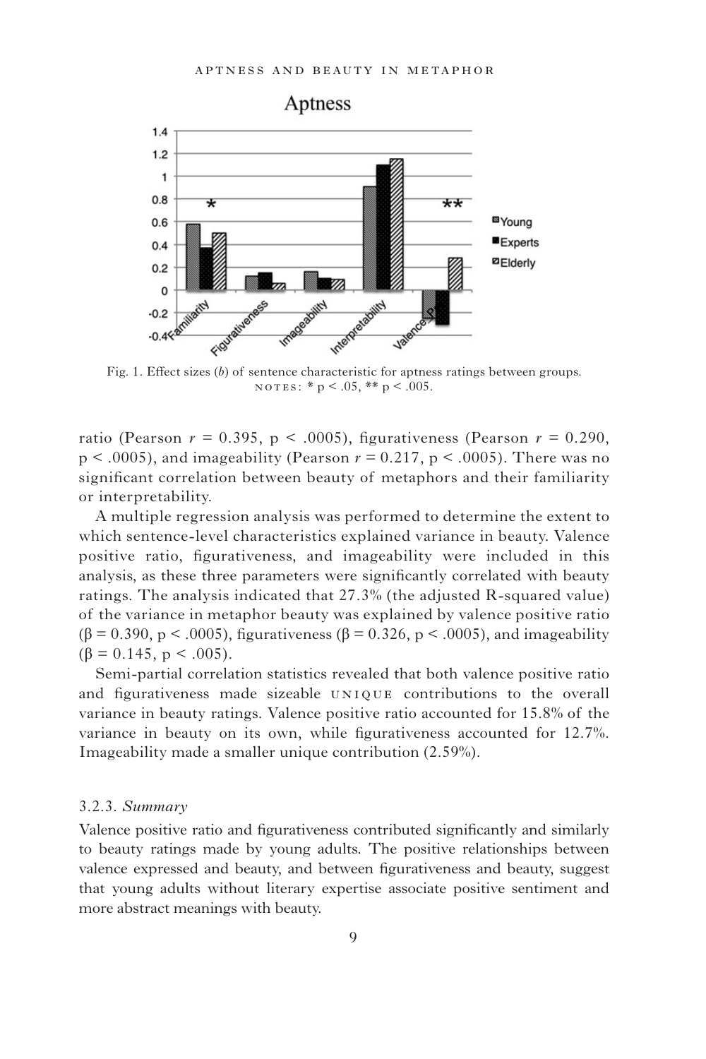Fig. 1. Effect sizes (*b*) of sentence characteristic for aptness ratings between groups. NOTES: * $p < .05$, ** $p < .005$.

ratio (Pearson $r = 0.395$, $p < .0005$), figurativeness (Pearson $r = 0.290$, $p < .0005$), and imageability (Pearson $r = 0.217$, $p < .0005$). There was no significant correlation between beauty of metaphors and their familiarity or interpretability.

A multiple regression analysis was performed to determine the extent to which sentence-level characteristics explained variance in beauty. Valence positive ratio, figurativeness, and imageability were included in this analysis, as these three parameters were significantly correlated with beauty ratings. The analysis indicated that 27.3% (the adjusted R-squared value) of the variance in metaphor beauty was explained by valence positive ratio ($\beta = 0.390$, $p < .0005$), figurativeness ($\beta = 0.326$, $p < .0005$), and imageability ($\beta = 0.145$, $p < .005$).

Semi-partial correlation statistics revealed that both valence positive ratio and figurativeness made sizeable UNIQUE contributions to the overall variance in beauty ratings. Valence positive ratio accounted for 15.8% of the variance in beauty on its own, while figurativeness accounted for 12.7%. Imageability made a smaller unique contribution (2.59%).

### 3.2.3. *Summary*

Valence positive ratio and figurativeness contributed significantly and similarly to beauty ratings made by young adults. The positive relationships between valence expressed and beauty, and between figurativeness and beauty, suggest that young adults without literary expertise associate positive sentiment and more abstract meanings with beauty.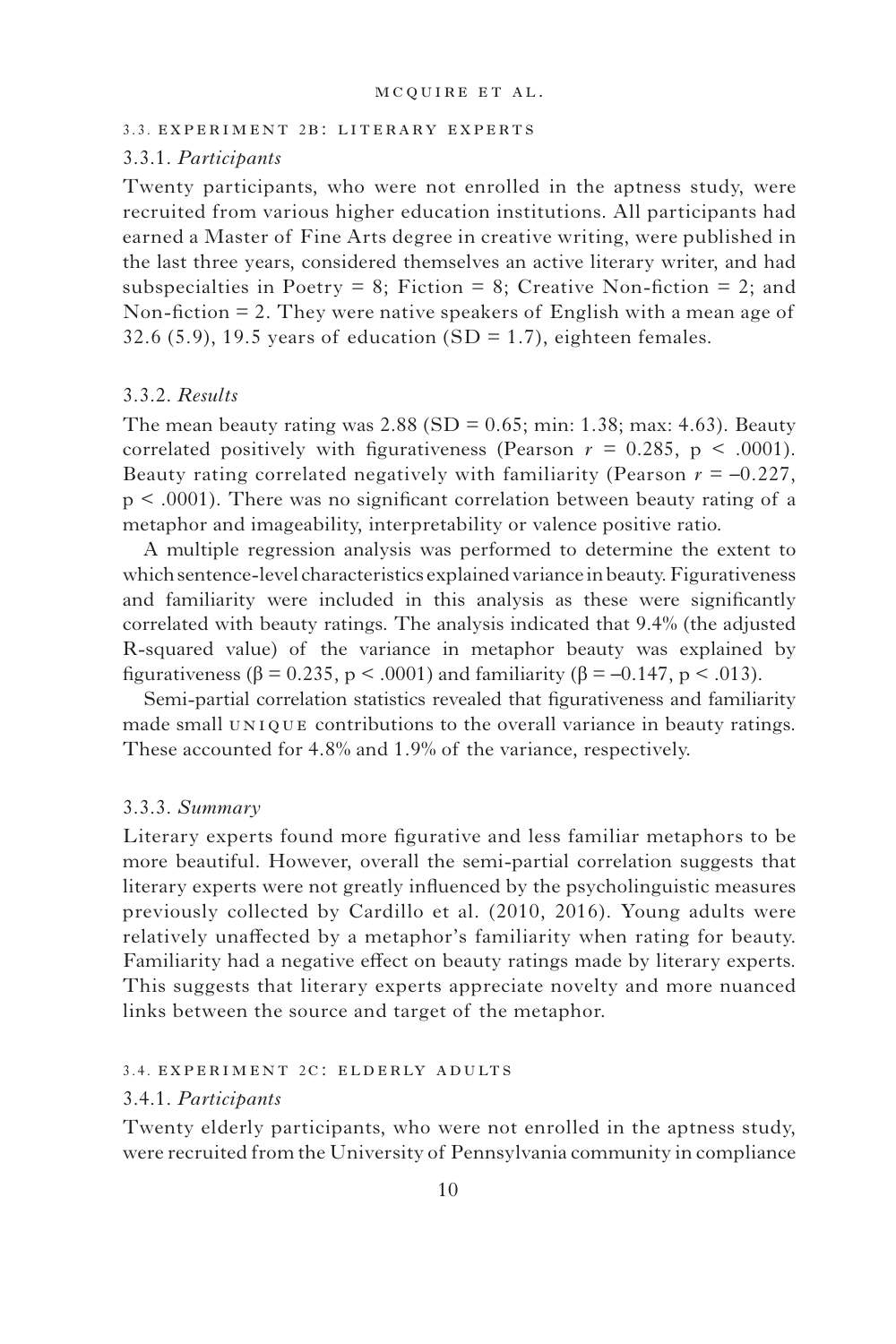### 3.3. Experiment 2b: Literary experts

#### 3.3.1. *Participants*

Twenty participants, who were not enrolled in the aptness study, were recruited from various higher education institutions. All participants had earned a Master of Fine Arts degree in creative writing, were published in the last three years, considered themselves an active literary writer, and had subspecialties in Poetry = 8; Fiction = 8; Creative Non-fiction = 2; and Non-fiction = 2. They were native speakers of English with a mean age of 32.6 (5.9), 19.5 years of education (SD = 1.7), eighteen females.

#### 3.3.2. *Results*

The mean beauty rating was 2.88 (SD = 0.65; min: 1.38; max: 4.63). Beauty correlated positively with figurativeness (Pearson $r = 0.285$, $p < .0001$). Beauty rating correlated negatively with familiarity (Pearson $r = -0.227$, $p < .0001$). There was no significant correlation between beauty rating of a metaphor and imageability, interpretability or valence positive ratio.

A multiple regression analysis was performed to determine the extent to which sentence-level characteristics explained variance in beauty. Figurativeness and familiarity were included in this analysis as these were significantly correlated with beauty ratings. The analysis indicated that 9.4% (the adjusted R-squared value) of the variance in metaphor beauty was explained by figurativeness ($\beta = 0.235$, $p < .0001$) and familiarity ($\beta = -0.147$, $p < .013$).

Semi-partial correlation statistics revealed that figurativeness and familiarity made small UNIQUE contributions to the overall variance in beauty ratings. These accounted for 4.8% and 1.9% of the variance, respectively.

#### 3.3.3. *Summary*

Literary experts found more figurative and less familiar metaphors to be more beautiful. However, overall the semi-partial correlation suggests that literary experts were not greatly influenced by the psycholinguistic measures previously collected by Cardillo et al. (2010, 2016). Young adults were relatively unaffected by a metaphor's familiarity when rating for beauty. Familiarity had a negative effect on beauty ratings made by literary experts. This suggests that literary experts appreciate novelty and more nuanced links between the source and target of the metaphor.

### 3.4. Experiment 2c: Elderly adults

#### 3.4.1. *Participants*

Twenty elderly participants, who were not enrolled in the aptness study, were recruited from the University of Pennsylvania community in compliance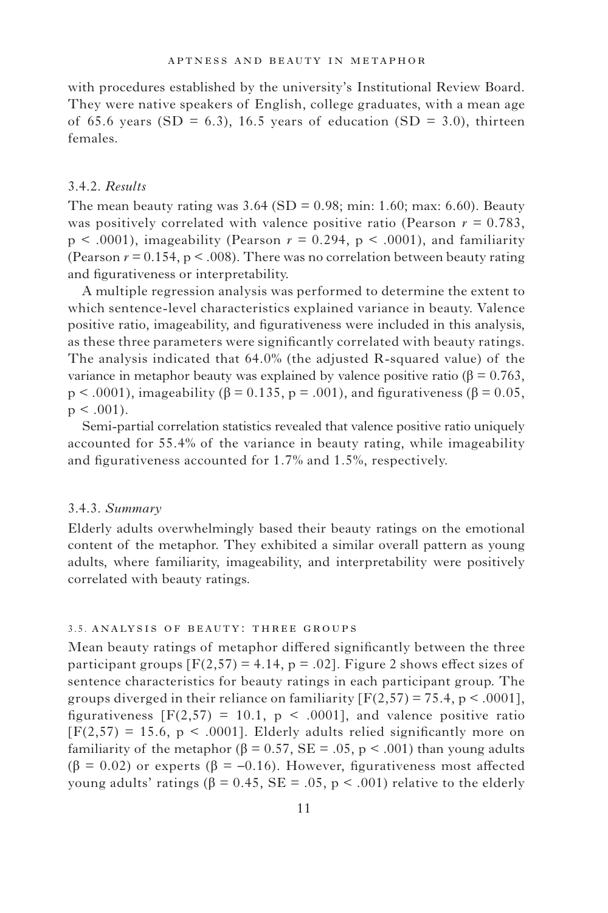with procedures established by the university's Institutional Review Board. They were native speakers of English, college graduates, with a mean age of 65.6 years (SD = 6.3), 16.5 years of education (SD = 3.0), thirteen females.

### 3.4.2. *Results*

The mean beauty rating was 3.64 (SD = 0.98; min: 1.60; max: 6.60). Beauty was positively correlated with valence positive ratio (Pearson $r = 0.783$, $p < .0001$), imageability (Pearson $r = 0.294$, $p < .0001$), and familiarity (Pearson $r = 0.154$, $p < .008$). There was no correlation between beauty rating and figurativeness or interpretability.

A multiple regression analysis was performed to determine the extent to which sentence-level characteristics explained variance in beauty. Valence positive ratio, imageability, and figurativeness were included in this analysis, as these three parameters were significantly correlated with beauty ratings. The analysis indicated that 64.0% (the adjusted R-squared value) of the variance in metaphor beauty was explained by valence positive ratio ($\beta = 0.763$, $p < .0001$), imageability ($\beta = 0.135$, $p = .001$), and figurativeness ($\beta = 0.05$, $p < .001$).

Semi-partial correlation statistics revealed that valence positive ratio uniquely accounted for 55.4% of the variance in beauty rating, while imageability and figurativeness accounted for 1.7% and 1.5%, respectively.

### 3.4.3. *Summary*

Elderly adults overwhelmingly based their beauty ratings on the emotional content of the metaphor. They exhibited a similar overall pattern as young adults, where familiarity, imageability, and interpretability were positively correlated with beauty ratings.

## 3.5. Analysis of beauty: three groups

Mean beauty ratings of metaphor differed significantly between the three participant groups [$F(2,57) = 4.14$, $p = .02$]. Figure 2 shows effect sizes of sentence characteristics for beauty ratings in each participant group. The groups diverged in their reliance on familiarity [$F(2,57) = 75.4$, $p < .0001$], figurativeness [$F(2,57) = 10.1$, $p < .0001$], and valence positive ratio [$F(2,57) = 15.6$, $p < .0001$]. Elderly adults relied significantly more on familiarity of the metaphor ($\beta = 0.57$, SE = .05, $p < .001$) than young adults ($\beta = 0.02$) or experts ($\beta = -0.16$). However, figurativeness most affected young adults' ratings ($\beta = 0.45$, SE = .05, $p < .001$) relative to the elderly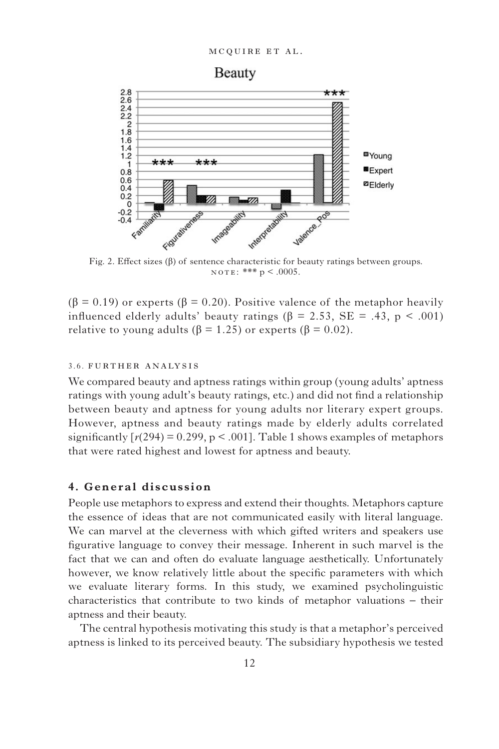Fig. 2. Effect sizes (β) of sentence characteristic for beauty ratings between groups. NOTE: *** $p < .0005$.

(β = 0.19) or experts (β = 0.20). Positive valence of the metaphor heavily influenced elderly adults' beauty ratings (β = 2.53, SE = .43, $p < .001$) relative to young adults (β = 1.25) or experts (β = 0.02).

### 3.6. FURTHER ANALYSIS

We compared beauty and aptness ratings within group (young adults' aptness ratings with young adult's beauty ratings, etc.) and did not find a relationship between beauty and aptness for young adults nor literary expert groups. However, aptness and beauty ratings made by elderly adults correlated significantly [$r(294) = 0.299$, $p < .001$]. Table 1 shows examples of metaphors that were rated highest and lowest for aptness and beauty.

## 4. General discussion

People use metaphors to express and extend their thoughts. Metaphors capture the essence of ideas that are not communicated easily with literal language. We can marvel at the cleverness with which gifted writers and speakers use figurative language to convey their message. Inherent in such marvel is the fact that we can and often do evaluate language aesthetically. Unfortunately however, we know relatively little about the specific parameters with which we evaluate literary forms. In this study, we examined psycholinguistic characteristics that contribute to two kinds of metaphor valuations – their aptness and their beauty.

The central hypothesis motivating this study is that a metaphor's perceived aptness is linked to its perceived beauty. The subsidiary hypothesis we tested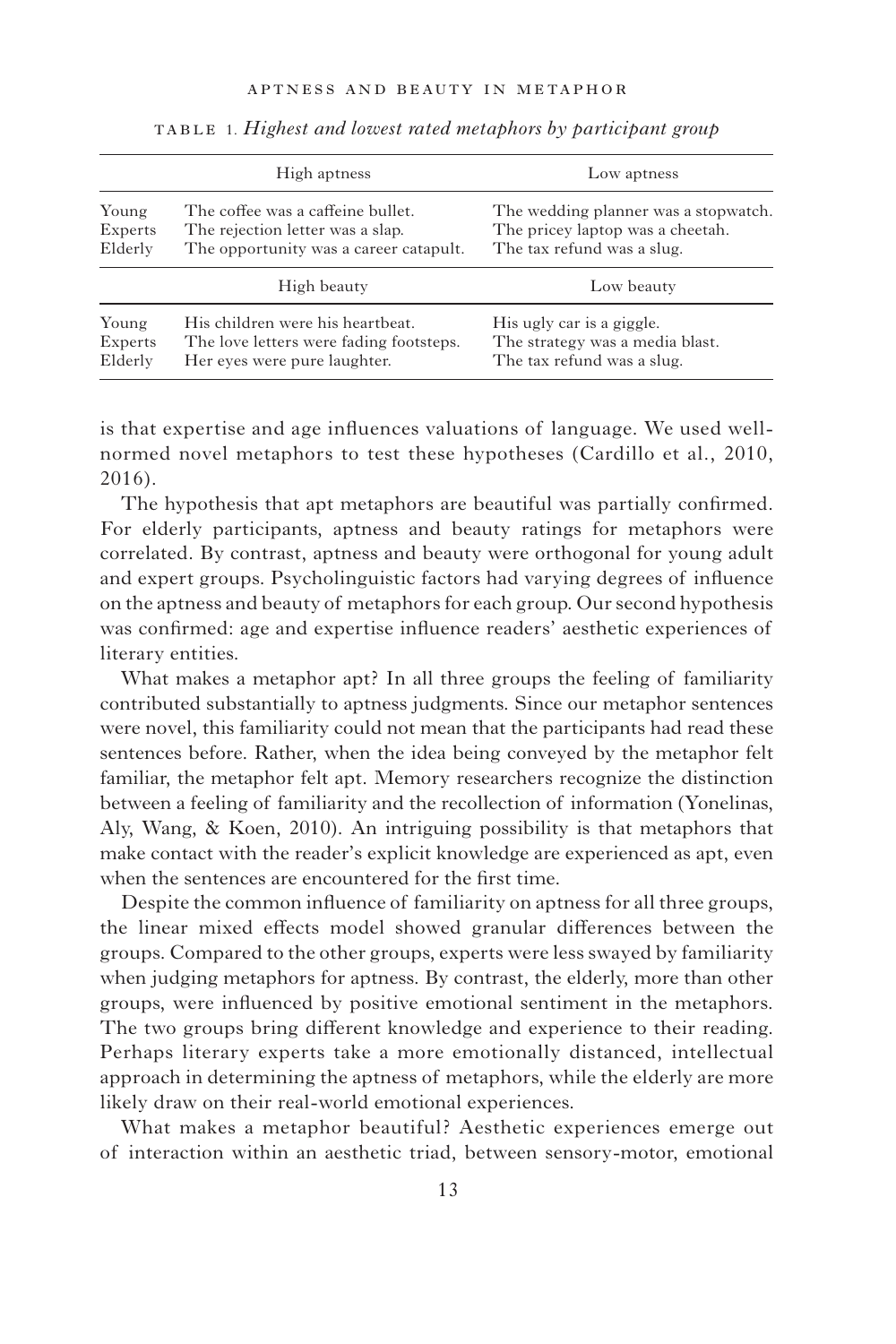TABLE 1. *Highest and lowest rated metaphors by participant group*

| | High aptness | Low aptness |
|---|---|---|
| Young | The coffee was a caffeine bullet. | The wedding planner was a stopwatch. |
| Experts | The rejection letter was a slap. | The pricey laptop was a cheetah. |
| Elderly | The opportunity was a career catapult. | The tax refund was a slug. |
| | **High beauty** | **Low beauty** |
| Young | His children were his heartbeat. | His ugly car is a giggle. |
| Experts | The love letters were fading footsteps. | The strategy was a media blast. |
| Elderly | Her eyes were pure laughter. | The tax refund was a slug. |

is that expertise and age influences valuations of language. We used well-normed novel metaphors to test these hypotheses (Cardillo et al., 2010, 2016).

The hypothesis that apt metaphors are beautiful was partially confirmed. For elderly participants, aptness and beauty ratings for metaphors were correlated. By contrast, aptness and beauty were orthogonal for young adult and expert groups. Psycholinguistic factors had varying degrees of influence on the aptness and beauty of metaphors for each group. Our second hypothesis was confirmed: age and expertise influence readers' aesthetic experiences of literary entities.

What makes a metaphor apt? In all three groups the feeling of familiarity contributed substantially to aptness judgments. Since our metaphor sentences were novel, this familiarity could not mean that the participants had read these sentences before. Rather, when the idea being conveyed by the metaphor felt familiar, the metaphor felt apt. Memory researchers recognize the distinction between a feeling of familiarity and the recollection of information (Yonelinas, Aly, Wang, & Koen, 2010). An intriguing possibility is that metaphors that make contact with the reader's explicit knowledge are experienced as apt, even when the sentences are encountered for the first time.

Despite the common influence of familiarity on aptness for all three groups, the linear mixed effects model showed granular differences between the groups. Compared to the other groups, experts were less swayed by familiarity when judging metaphors for aptness. By contrast, the elderly, more than other groups, were influenced by positive emotional sentiment in the metaphors. The two groups bring different knowledge and experience to their reading. Perhaps literary experts take a more emotionally distanced, intellectual approach in determining the aptness of metaphors, while the elderly are more likely draw on their real-world emotional experiences.

What makes a metaphor beautiful? Aesthetic experiences emerge out of interaction within an aesthetic triad, between sensory-motor, emotional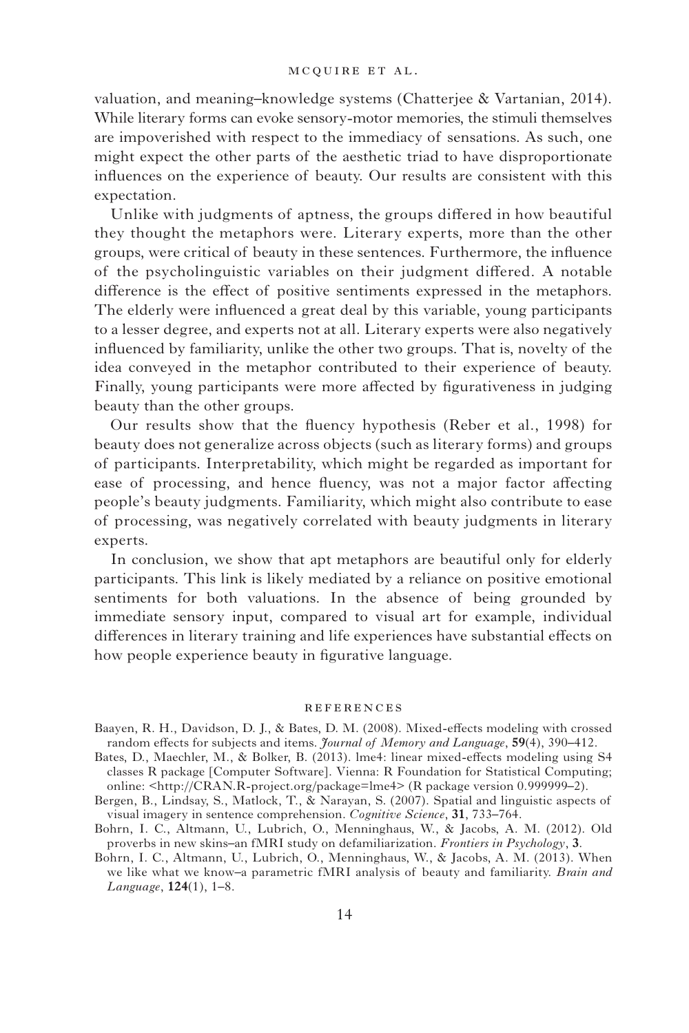valuation, and meaning–knowledge systems (Chatterjee & Vartanian, 2014). While literary forms can evoke sensory-motor memories, the stimuli themselves are impoverished with respect to the immediacy of sensations. As such, one might expect the other parts of the aesthetic triad to have disproportionate influences on the experience of beauty. Our results are consistent with this expectation.

Unlike with judgments of aptness, the groups differed in how beautiful they thought the metaphors were. Literary experts, more than the other groups, were critical of beauty in these sentences. Furthermore, the influence of the psycholinguistic variables on their judgment differed. A notable difference is the effect of positive sentiments expressed in the metaphors. The elderly were influenced a great deal by this variable, young participants to a lesser degree, and experts not at all. Literary experts were also negatively influenced by familiarity, unlike the other two groups. That is, novelty of the idea conveyed in the metaphor contributed to their experience of beauty. Finally, young participants were more affected by figurativeness in judging beauty than the other groups.

Our results show that the fluency hypothesis (Reber et al., 1998) for beauty does not generalize across objects (such as literary forms) and groups of participants. Interpretability, which might be regarded as important for ease of processing, and hence fluency, was not a major factor affecting people's beauty judgments. Familiarity, which might also contribute to ease of processing, was negatively correlated with beauty judgments in literary experts.

In conclusion, we show that apt metaphors are beautiful only for elderly participants. This link is likely mediated by a reliance on positive emotional sentiments for both valuations. In the absence of being grounded by immediate sensory input, compared to visual art for example, individual differences in literary training and life experiences have substantial effects on how people experience beauty in figurative language.

## REFERENCES

Baayen, R. H., Davidson, D. J., & Bates, D. M. (2008). Mixed-effects modeling with crossed random effects for subjects and items. *Journal of Memory and Language*, **59**(4), 390–412.

Bates, D., Maechler, M., & Bolker, B. (2013). lme4: linear mixed-effects modeling using S4 classes R package [Computer Software]. Vienna: R Foundation for Statistical Computing; online: <http://CRAN.R-project.org/package=lme4> (R package version 0.999999–2).

Bergen, B., Lindsay, S., Matlock, T., & Narayan, S. (2007). Spatial and linguistic aspects of visual imagery in sentence comprehension. *Cognitive Science*, **31**, 733–764.

Bohrn, I. C., Altmann, U., Lubrich, O., Menninghaus, W., & Jacobs, A. M. (2012). Old proverbs in new skins–an fMRI study on defamiliarization. *Frontiers in Psychology*, **3**.

Bohrn, I. C., Altmann, U., Lubrich, O., Menninghaus, W., & Jacobs, A. M. (2013). When we like what we know–a parametric fMRI analysis of beauty and familiarity. *Brain and Language*, **124**(1), 1–8.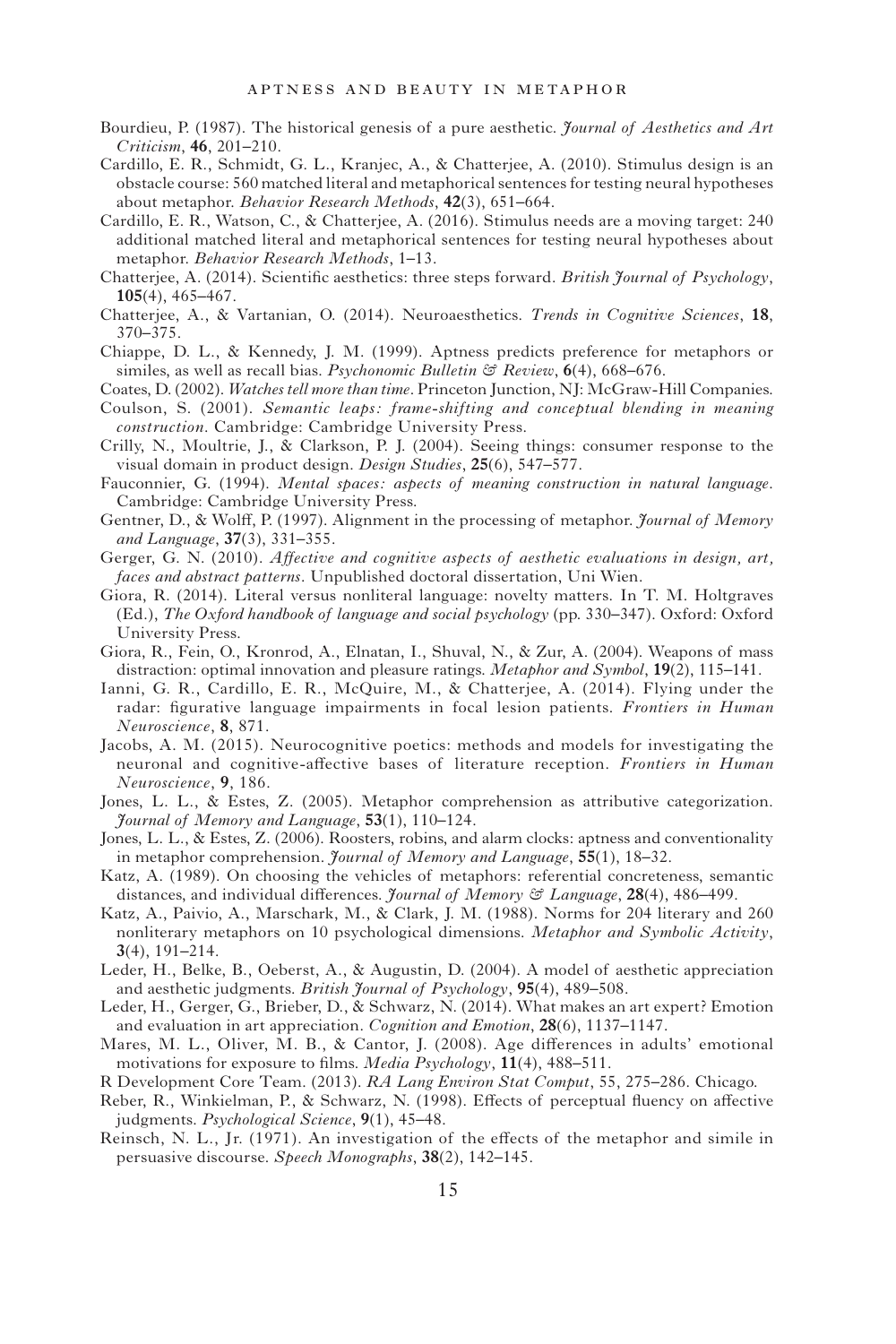Bourdieu, P. (1987). The historical genesis of a pure aesthetic. *Journal of Aesthetics and Art Criticism*, **46**, 201–210.

Cardillo, E. R., Schmidt, G. L., Kranjec, A., & Chatterjee, A. (2010). Stimulus design is an obstacle course: 560 matched literal and metaphorical sentences for testing neural hypotheses about metaphor. *Behavior Research Methods*, **42**(3), 651–664.

Cardillo, E. R., Watson, C., & Chatterjee, A. (2016). Stimulus needs are a moving target: 240 additional matched literal and metaphorical sentences for testing neural hypotheses about metaphor. *Behavior Research Methods*, 1–13.

Chatterjee, A. (2014). Scientific aesthetics: three steps forward. *British Journal of Psychology*, **105**(4), 465–467.

Chatterjee, A., & Vartanian, O. (2014). Neuroaesthetics. *Trends in Cognitive Sciences*, **18**, 370–375.

Chiappe, D. L., & Kennedy, J. M. (1999). Aptness predicts preference for metaphors or similes, as well as recall bias. *Psychonomic Bulletin & Review*, **6**(4), 668–676.

Coates, D. (2002). *Watches tell more than time*. Princeton Junction, NJ: McGraw-Hill Companies.

Coulson, S. (2001). *Semantic leaps: frame-shifting and conceptual blending in meaning construction*. Cambridge: Cambridge University Press.

Crilly, N., Moultrie, J., & Clarkson, P. J. (2004). Seeing things: consumer response to the visual domain in product design. *Design Studies*, **25**(6), 547–577.

Fauconnier, G. (1994). *Mental spaces: aspects of meaning construction in natural language*. Cambridge: Cambridge University Press.

Gentner, D., & Wolff, P. (1997). Alignment in the processing of metaphor. *Journal of Memory and Language*, **37**(3), 331–355.

Gerger, G. N. (2010). *Affective and cognitive aspects of aesthetic evaluations in design, art, faces and abstract patterns*. Unpublished doctoral dissertation, Uni Wien.

Giora, R. (2014). Literal versus nonliteral language: novelty matters. In T. M. Holtgraves (Ed.), *The Oxford handbook of language and social psychology* (pp. 330–347). Oxford: Oxford University Press.

Giora, R., Fein, O., Kronrod, A., Elnatan, I., Shuval, N., & Zur, A. (2004). Weapons of mass distraction: optimal innovation and pleasure ratings. *Metaphor and Symbol*, **19**(2), 115–141.

Ianni, G. R., Cardillo, E. R., McQuire, M., & Chatterjee, A. (2014). Flying under the radar: figurative language impairments in focal lesion patients. *Frontiers in Human Neuroscience*, **8**, 871.

Jacobs, A. M. (2015). Neurocognitive poetics: methods and models for investigating the neuronal and cognitive-affective bases of literature reception. *Frontiers in Human Neuroscience*, **9**, 186.

Jones, L. L., & Estes, Z. (2005). Metaphor comprehension as attributive categorization. *Journal of Memory and Language*, **53**(1), 110–124.

Jones, L. L., & Estes, Z. (2006). Roosters, robins, and alarm clocks: aptness and conventionality in metaphor comprehension. *Journal of Memory and Language*, **55**(1), 18–32.

Katz, A. (1989). On choosing the vehicles of metaphors: referential concreteness, semantic distances, and individual differences. *Journal of Memory & Language*, **28**(4), 486–499.

Katz, A., Paivio, A., Marschark, M., & Clark, J. M. (1988). Norms for 204 literary and 260 nonliterary metaphors on 10 psychological dimensions. *Metaphor and Symbolic Activity*, **3**(4), 191–214.

Leder, H., Belke, B., Oeberst, A., & Augustin, D. (2004). A model of aesthetic appreciation and aesthetic judgments. *British Journal of Psychology*, **95**(4), 489–508.

Leder, H., Gerger, G., Brieber, D., & Schwarz, N. (2014). What makes an art expert? Emotion and evaluation in art appreciation. *Cognition and Emotion*, **28**(6), 1137–1147.

Mares, M. L., Oliver, M. B., & Cantor, J. (2008). Age differences in adults' emotional motivations for exposure to films. *Media Psychology*, **11**(4), 488–511.

R Development Core Team. (2013). *RA Lang Environ Stat Comput*, 55, 275–286. Chicago.

Reber, R., Winkielman, P., & Schwarz, N. (1998). Effects of perceptual fluency on affective judgments. *Psychological Science*, **9**(1), 45–48.

Reinsch, N. L., Jr. (1971). An investigation of the effects of the metaphor and simile in persuasive discourse. *Speech Monographs*, **38**(2), 142–145.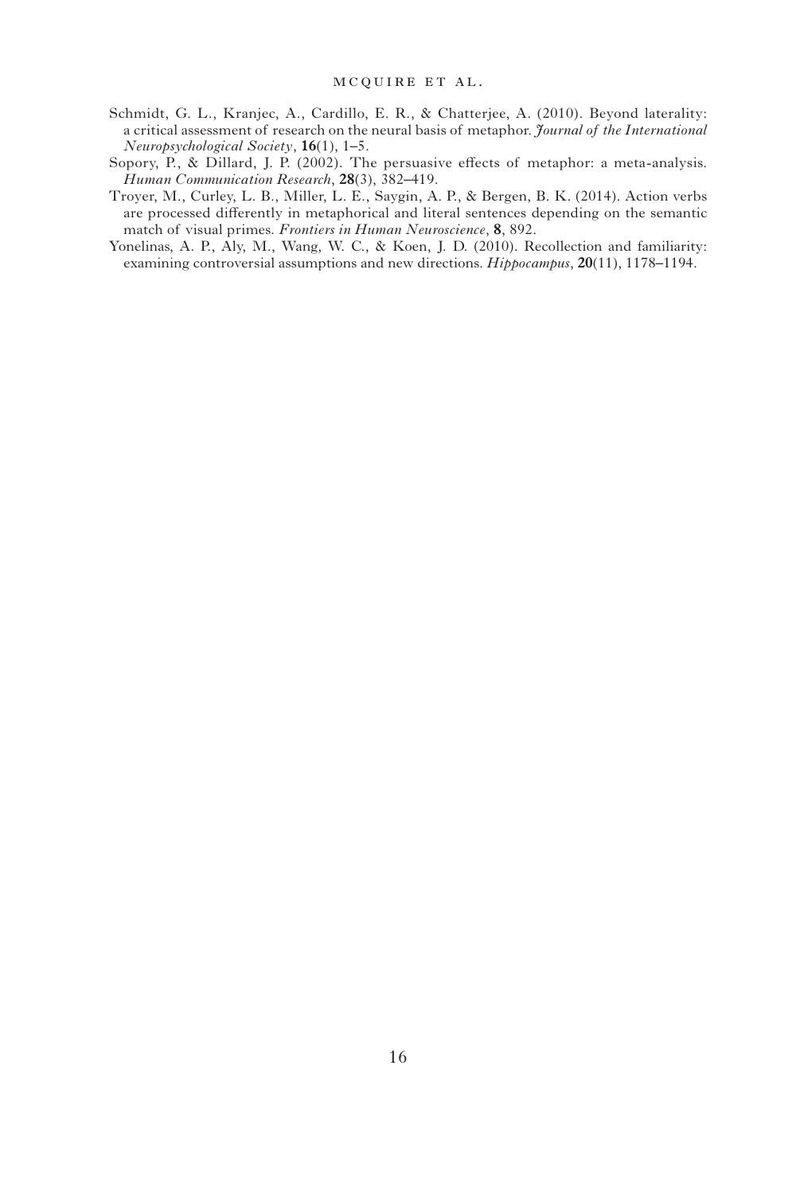Schmidt, G. L., Kranjec, A., Cardillo, E. R., & Chatterjee, A. (2010). Beyond laterality: a critical assessment of research on the neural basis of metaphor. *Journal of the International Neuropsychological Society*, **16**(1), 1–5.

Sopory, P., & Dillard, J. P. (2002). The persuasive effects of metaphor: a meta-analysis. *Human Communication Research*, **28**(3), 382–419.

Troyer, M., Curley, L. B., Miller, L. E., Saygin, A. P., & Bergen, B. K. (2014). Action verbs are processed differently in metaphorical and literal sentences depending on the semantic match of visual primes. *Frontiers in Human Neuroscience*, **8**, 892.

Yonelinas, A. P., Aly, M., Wang, W. C., & Koen, J. D. (2010). Recollection and familiarity: examining controversial assumptions and new directions. *Hippocampus*, **20**(11), 1178–1194.